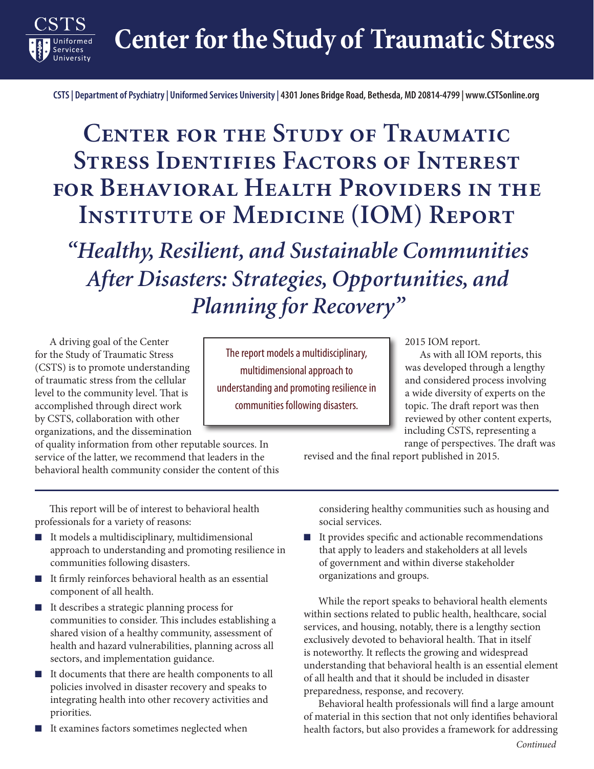# Center for the Study of Traumatic Stress

CSTS | Department of Psychiatry | Uniformed Services University | 4301 Jones Bridge Road, Bethesda, MD 20814-4799 | www.CSTSonline.org

# Center for the Study of Traumatic Stress Identifies Factors of Interest for Behavioral Health Providers in the Institute of Medicine (IOM) Report

## *"Healthy, Resilient, and Sustainable Communities After Disasters: Strategies, Opportunities, and Planning for Recovery"*

A driving goal of the Center for the Study of Traumatic Stress (CSTS) is to promote understanding of traumatic stress from the cellular level to the community level. That is accomplished through direct work by CSTS, collaboration with other organizations, and the dissemination of quality information from other reputable sources. In service of the latter, we recommend that leaders in the behavioral health community consider the content of this 2015 IOM report.

> The report models a multidisciplinary, multidimensional approach to understanding and promoting resilience in communities following disasters.

As with all IOM reports, this was developed through a lengthy and considered process involving a wide diversity of experts on the topic. The draft report was then reviewed by other content experts, including CSTS, representing a range of perspectives. The draft was revised and the final report published in 2015.

This report will be of interest to behavioral health professionals for a variety of reasons:

- It models a multidisciplinary, multidimensional approach to understanding and promoting resilience in communities following disasters.
- It firmly reinforces behavioral health as an essential component of all health.
- It describes a strategic planning process for communities to consider. This includes establishing a shared vision of a healthy community, assessment of health and hazard vulnerabilities, planning across all sectors, and implementation guidance.
- It documents that there are health components to all policies involved in disaster recovery and speaks to integrating health into other recovery activities and priorities.
- It examines factors sometimes neglected when considering healthy communities such as housing and social services.
- It provides specific and actionable recommendations that apply to leaders and stakeholders at all levels of government and within diverse stakeholder organizations and groups.

While the report speaks to behavioral health elements within sections related to public health, healthcare, social services, and housing, notably, there is a lengthy section exclusively devoted to behavioral health. That in itself is noteworthy. It reflects the growing and widespread understanding that behavioral health is an essential element of all health and that it should be included in disaster preparedness, response, and recovery.

Behavioral health professionals will find a large amount of material in this section that not only identifies behavioral health factors, but also provides a framework for addressing

*Continued*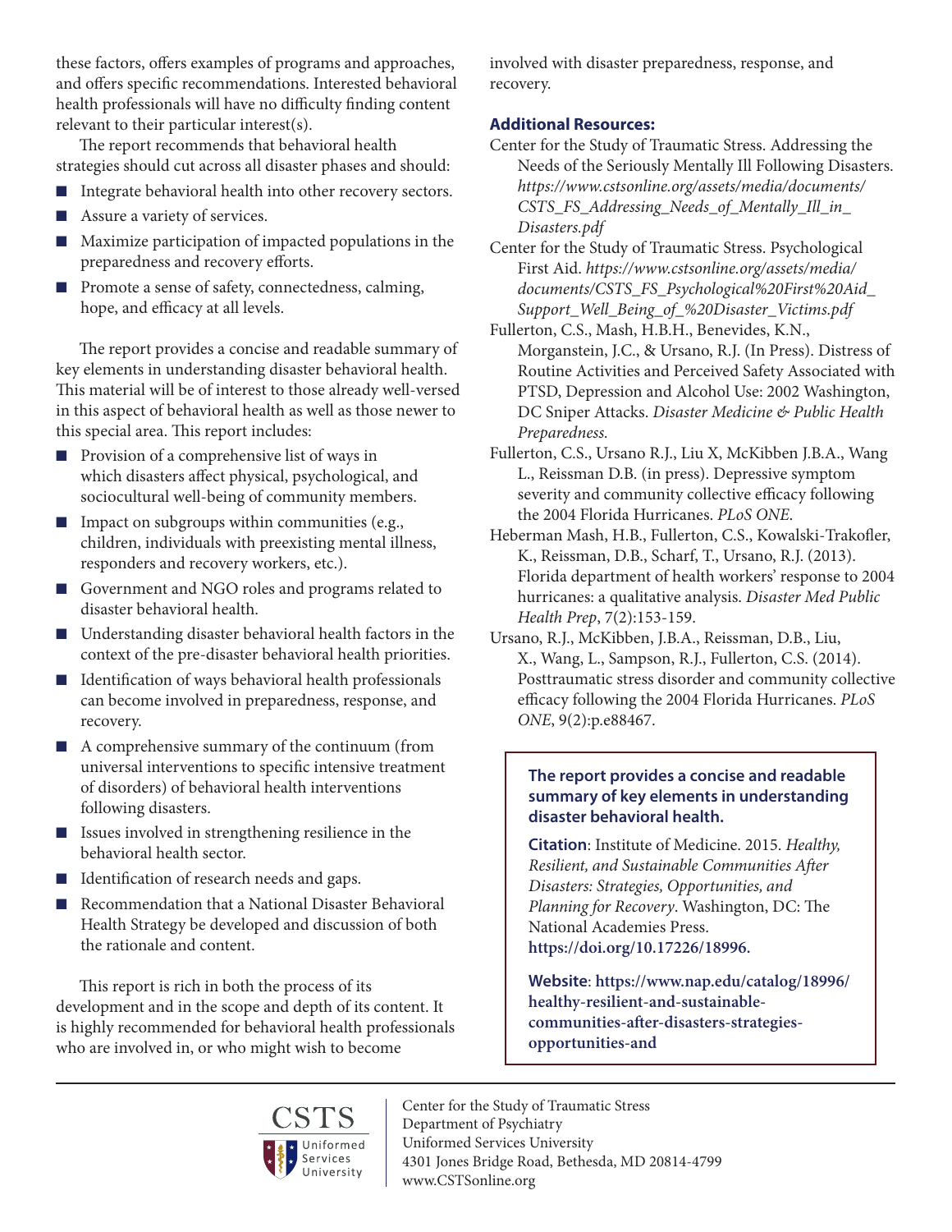these factors, offers examples of programs and approaches, and offers specific recommendations. Interested behavioral health professionals will have no difficulty finding content relevant to their particular interest(s).

The report recommends that behavioral health strategies should cut across all disaster phases and should:

- Integrate behavioral health into other recovery sectors.
- Assure a variety of services.
- Maximize participation of impacted populations in the preparedness and recovery efforts.
- Promote a sense of safety, connectedness, calming, hope, and efficacy at all levels.

The report provides a concise and readable summary of key elements in understanding disaster behavioral health. This material will be of interest to those already well-versed in this aspect of behavioral health as well as those newer to this special area. This report includes:

- Provision of a comprehensive list of ways in which disasters affect physical, psychological, and sociocultural well-being of community members.
- Impact on subgroups within communities (e.g., children, individuals with preexisting mental illness, responders and recovery workers, etc.).
- Government and NGO roles and programs related to disaster behavioral health.
- Understanding disaster behavioral health factors in the context of the pre-disaster behavioral health priorities.
- Identification of ways behavioral health professionals can become involved in preparedness, response, and recovery.
- A comprehensive summary of the continuum (from universal interventions to specific intensive treatment of disorders) of behavioral health interventions following disasters.
- Issues involved in strengthening resilience in the behavioral health sector.
- Identification of research needs and gaps.
- Recommendation that a National Disaster Behavioral Health Strategy be developed and discussion of both the rationale and content.

This report is rich in both the process of its development and in the scope and depth of its content. It is highly recommended for behavioral health professionals who are involved in, or who might wish to become involved with disaster preparedness, response, and recovery.

**Additional Resources:**

Center for the Study of Traumatic Stress. Addressing the Needs of the Seriously Mentally Ill Following Disasters. *https://www.cstsonline.org/assets/media/documents/CSTS_FS_Addressing_Needs_of_Mentally_Ill_in_Disasters.pdf*

Center for the Study of Traumatic Stress. Psychological First Aid. *https://www.cstsonline.org/assets/media/documents/CSTS_FS_Psychological%20First%20Aid_Support_Well_Being_of_%20Disaster_Victims.pdf*

Fullerton, C.S., Mash, H.B.H., Benevides, K.N., Morganstein, J.C., & Ursano, R.J. (In Press). Distress of Routine Activities and Perceived Safety Associated with PTSD, Depression and Alcohol Use: 2002 Washington, DC Sniper Attacks. *Disaster Medicine & Public Health Preparedness.*

Fullerton, C.S., Ursano R.J., Liu X, McKibben J.B.A., Wang L., Reissman D.B. (in press). Depressive symptom severity and community collective efficacy following the 2004 Florida Hurricanes. *PLoS ONE*.

Heberman Mash, H.B., Fullerton, C.S., Kowalski-Trakofler, K., Reissman, D.B., Scharf, T., Ursano, R.J. (2013). Florida department of health workers' response to 2004 hurricanes: a qualitative analysis. *Disaster Med Public Health Prep*, 7(2):153-159.

Ursano, R.J., McKibben, J.B.A., Reissman, D.B., Liu, X., Wang, L., Sampson, R.J., Fullerton, C.S. (2014). Posttraumatic stress disorder and community collective efficacy following the 2004 Florida Hurricanes. *PLoS ONE*, 9(2):p.e88467.

**The report provides a concise and readable summary of key elements in understanding disaster behavioral health.**

**Citation**: Institute of Medicine. 2015. *Healthy, Resilient, and Sustainable Communities After Disasters: Strategies, Opportunities, and Planning for Recovery*. Washington, DC: The National Academies Press. **https://doi.org/10.17226/18996.**

**Website**: **https://www.nap.edu/catalog/18996/healthy-resilient-and-sustainable-communities-after-disasters-strategies-opportunities-and**

CSTS Uniformed Services University

Center for the Study of Traumatic Stress
Department of Psychiatry
Uniformed Services University
4301 Jones Bridge Road, Bethesda, MD 20814-4799
www.CSTSonline.org